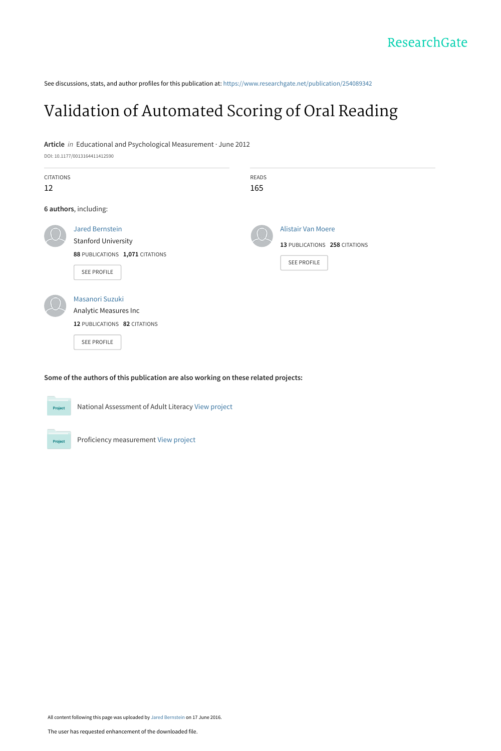ResearchGate

See discussions, stats, and author profiles for this publication at: https://www.researchgate.net/publication/254089342

# Validation of Automated Scoring of Oral Reading

**Article** *in* Educational and Psychological Measurement · June 2012

DOI: 10.1177/0013164411412590

CITATIONS
12

READS
165

**6 authors**, including:

Jared Bernstein
Stanford University
**88** PUBLICATIONS **1,071** CITATIONS
SEE PROFILE

Alistair Van Moere
**13** PUBLICATIONS **258** CITATIONS
SEE PROFILE

Masanori Suzuki
Analytic Measures Inc
**12** PUBLICATIONS **82** CITATIONS
SEE PROFILE

**Some of the authors of this publication are also working on these related projects:**

National Assessment of Adult Literacy View project

Proficiency measurement View project

All content following this page was uploaded by Jared Bernstein on 17 June 2016.

The user has requested enhancement of the downloaded file.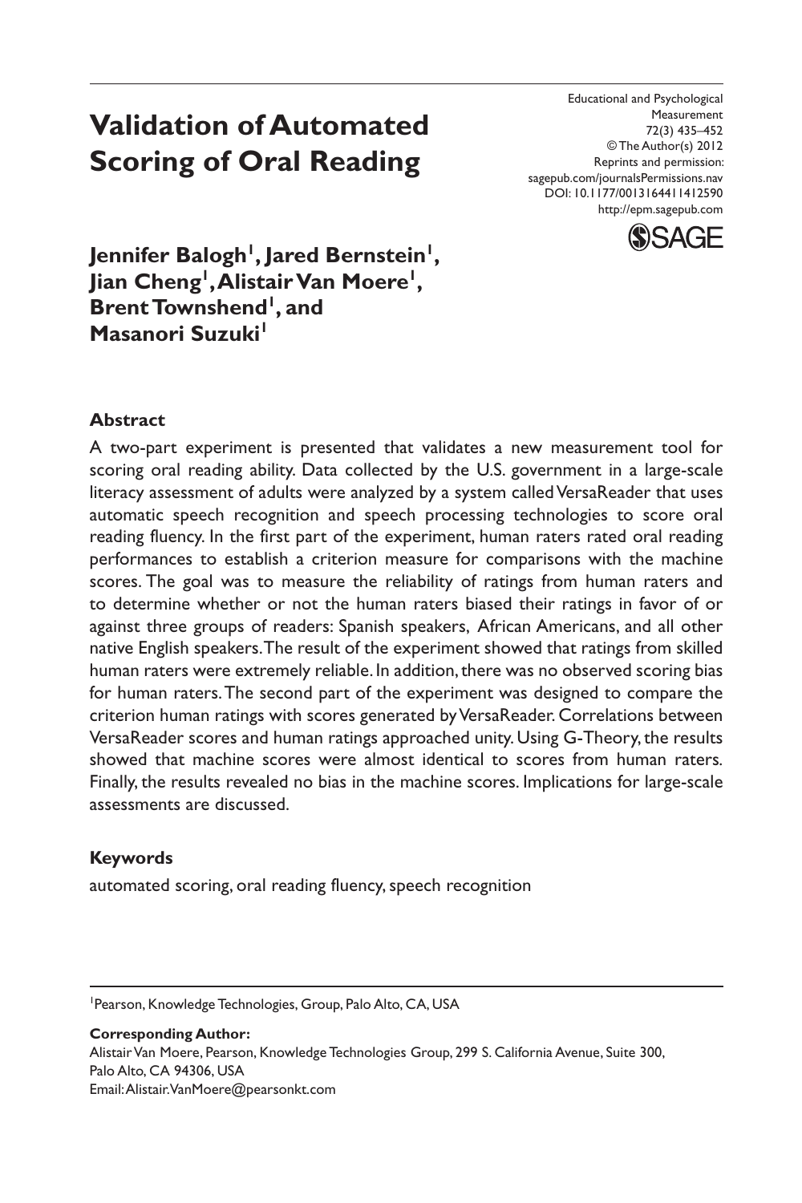# Validation of Automated Scoring of Oral Reading

Educational and Psychological Measurement
72(3) 435–452
© The Author(s) 2012
Reprints and permission:
sagepub.com/journalsPermissions.nav
DOI: 10.1177/0013164411412590
http://epm.sagepub.com

**Jennifer Balogh[1], Jared Bernstein[1], Jian Cheng[1], Alistair Van Moere[1], Brent Townshend[1], and Masanori Suzuki[1]**

## Abstract

A two-part experiment is presented that validates a new measurement tool for scoring oral reading ability. Data collected by the U.S. government in a large-scale literacy assessment of adults were analyzed by a system called VersaReader that uses automatic speech recognition and speech processing technologies to score oral reading fluency. In the first part of the experiment, human raters rated oral reading performances to establish a criterion measure for comparisons with the machine scores. The goal was to measure the reliability of ratings from human raters and to determine whether or not the human raters biased their ratings in favor of or against three groups of readers: Spanish speakers, African Americans, and all other native English speakers. The result of the experiment showed that ratings from skilled human raters were extremely reliable. In addition, there was no observed scoring bias for human raters. The second part of the experiment was designed to compare the criterion human ratings with scores generated by VersaReader. Correlations between VersaReader scores and human ratings approached unity. Using G-Theory, the results showed that machine scores were almost identical to scores from human raters. Finally, the results revealed no bias in the machine scores. Implications for large-scale assessments are discussed.

## Keywords

automated scoring, oral reading fluency, speech recognition

---

[1]Pearson, Knowledge Technologies, Group, Palo Alto, CA, USA

**Corresponding Author:**
Alistair Van Moere, Pearson, Knowledge Technologies Group, 299 S. California Avenue, Suite 300, Palo Alto, CA 94306, USA
Email: Alistair.VanMoere@pearsonkt.com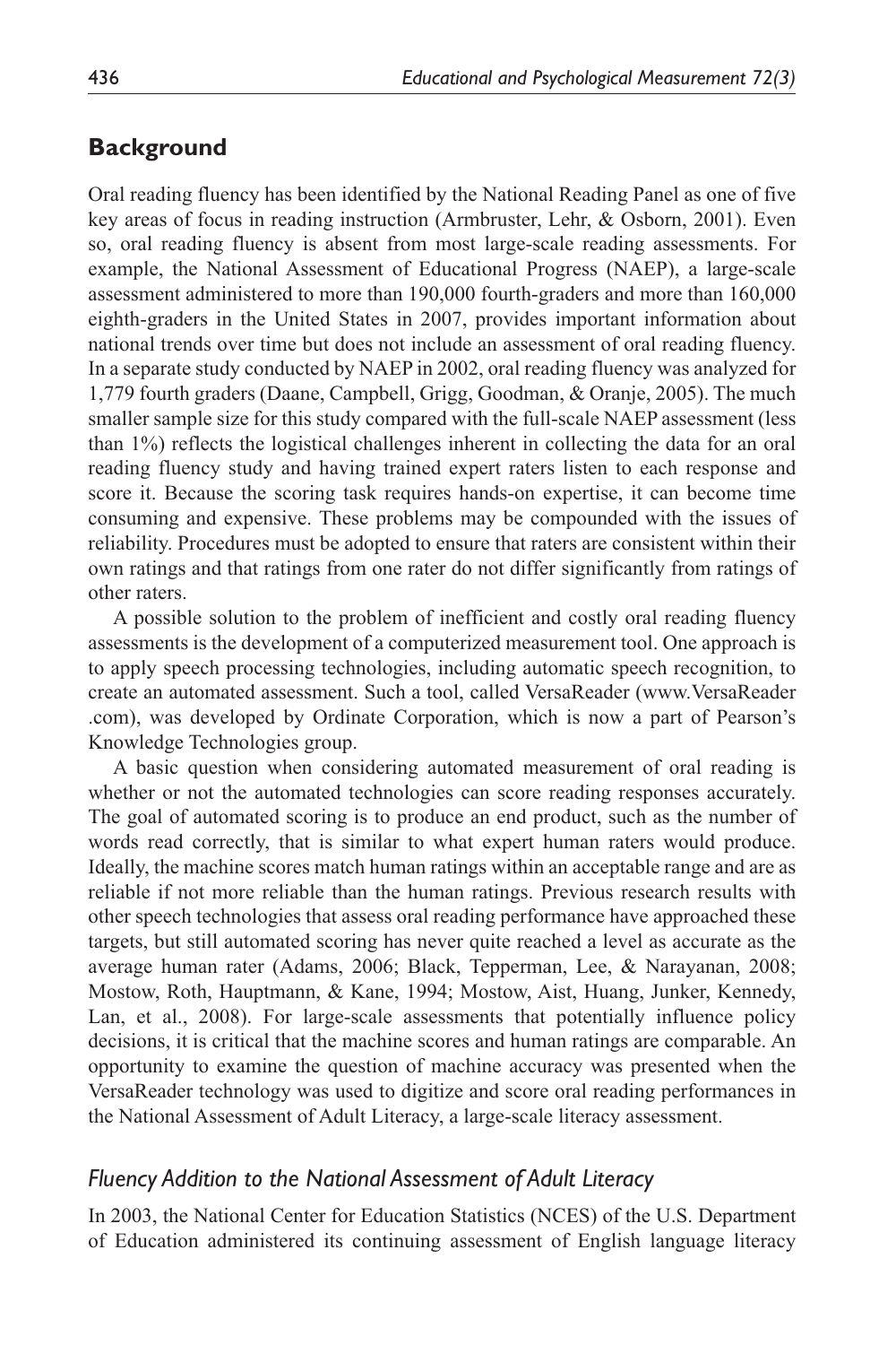## Background

Oral reading fluency has been identified by the National Reading Panel as one of five key areas of focus in reading instruction (Armbruster, Lehr, & Osborn, 2001). Even so, oral reading fluency is absent from most large-scale reading assessments. For example, the National Assessment of Educational Progress (NAEP), a large-scale assessment administered to more than 190,000 fourth-graders and more than 160,000 eighth-graders in the United States in 2007, provides important information about national trends over time but does not include an assessment of oral reading fluency. In a separate study conducted by NAEP in 2002, oral reading fluency was analyzed for 1,779 fourth graders (Daane, Campbell, Grigg, Goodman, & Oranje, 2005). The much smaller sample size for this study compared with the full-scale NAEP assessment (less than 1%) reflects the logistical challenges inherent in collecting the data for an oral reading fluency study and having trained expert raters listen to each response and score it. Because the scoring task requires hands-on expertise, it can become time consuming and expensive. These problems may be compounded with the issues of reliability. Procedures must be adopted to ensure that raters are consistent within their own ratings and that ratings from one rater do not differ significantly from ratings of other raters.

A possible solution to the problem of inefficient and costly oral reading fluency assessments is the development of a computerized measurement tool. One approach is to apply speech processing technologies, including automatic speech recognition, to create an automated assessment. Such a tool, called VersaReader (www.VersaReader.com), was developed by Ordinate Corporation, which is now a part of Pearson's Knowledge Technologies group.

A basic question when considering automated measurement of oral reading is whether or not the automated technologies can score reading responses accurately. The goal of automated scoring is to produce an end product, such as the number of words read correctly, that is similar to what expert human raters would produce. Ideally, the machine scores match human ratings within an acceptable range and are as reliable if not more reliable than the human ratings. Previous research results with other speech technologies that assess oral reading performance have approached these targets, but still automated scoring has never quite reached a level as accurate as the average human rater (Adams, 2006; Black, Tepperman, Lee, & Narayanan, 2008; Mostow, Roth, Hauptmann, & Kane, 1994; Mostow, Aist, Huang, Junker, Kennedy, Lan, et al., 2008). For large-scale assessments that potentially influence policy decisions, it is critical that the machine scores and human ratings are comparable. An opportunity to examine the question of machine accuracy was presented when the VersaReader technology was used to digitize and score oral reading performances in the National Assessment of Adult Literacy, a large-scale literacy assessment.

### *Fluency Addition to the National Assessment of Adult Literacy*

In 2003, the National Center for Education Statistics (NCES) of the U.S. Department of Education administered its continuing assessment of English language literacy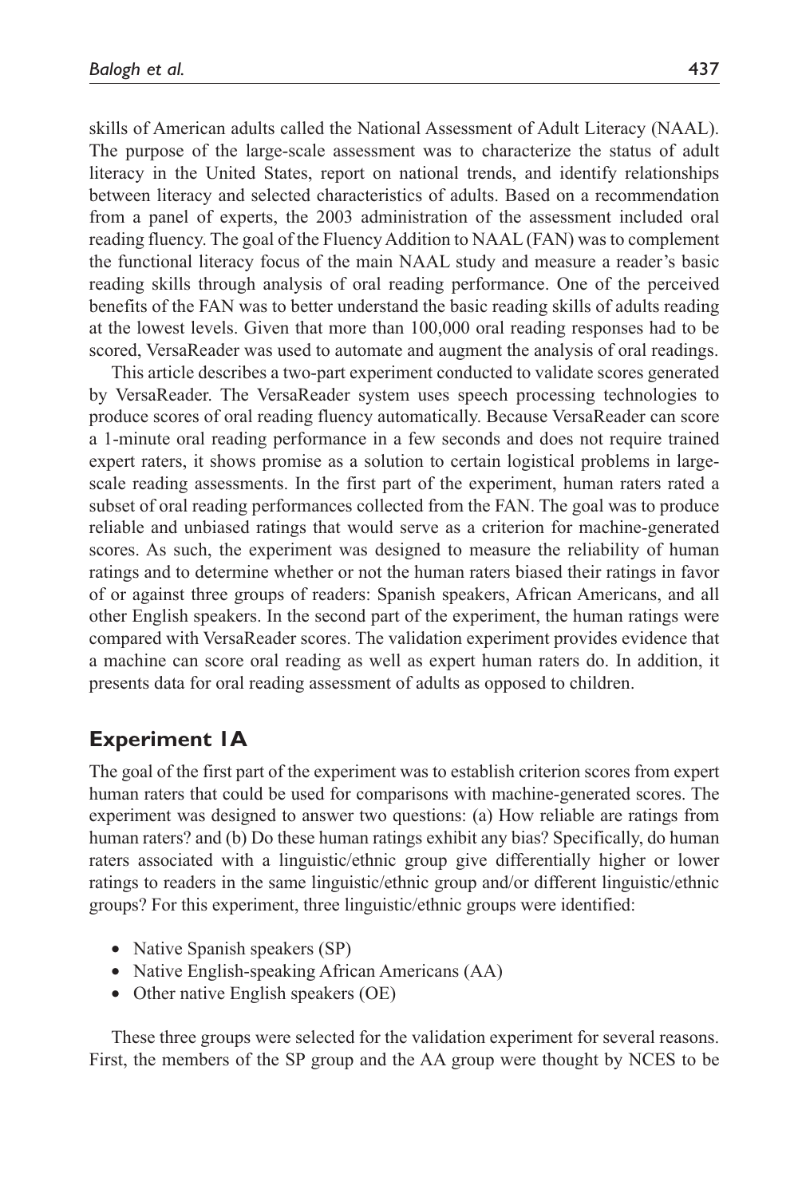skills of American adults called the National Assessment of Adult Literacy (NAAL). The purpose of the large-scale assessment was to characterize the status of adult literacy in the United States, report on national trends, and identify relationships between literacy and selected characteristics of adults. Based on a recommendation from a panel of experts, the 2003 administration of the assessment included oral reading fluency. The goal of the Fluency Addition to NAAL (FAN) was to complement the functional literacy focus of the main NAAL study and measure a reader's basic reading skills through analysis of oral reading performance. One of the perceived benefits of the FAN was to better understand the basic reading skills of adults reading at the lowest levels. Given that more than 100,000 oral reading responses had to be scored, VersaReader was used to automate and augment the analysis of oral readings.

This article describes a two-part experiment conducted to validate scores generated by VersaReader. The VersaReader system uses speech processing technologies to produce scores of oral reading fluency automatically. Because VersaReader can score a 1-minute oral reading performance in a few seconds and does not require trained expert raters, it shows promise as a solution to certain logistical problems in large-scale reading assessments. In the first part of the experiment, human raters rated a subset of oral reading performances collected from the FAN. The goal was to produce reliable and unbiased ratings that would serve as a criterion for machine-generated scores. As such, the experiment was designed to measure the reliability of human ratings and to determine whether or not the human raters biased their ratings in favor of or against three groups of readers: Spanish speakers, African Americans, and all other English speakers. In the second part of the experiment, the human ratings were compared with VersaReader scores. The validation experiment provides evidence that a machine can score oral reading as well as expert human raters do. In addition, it presents data for oral reading assessment of adults as opposed to children.

## Experiment 1A

The goal of the first part of the experiment was to establish criterion scores from expert human raters that could be used for comparisons with machine-generated scores. The experiment was designed to answer two questions: (a) How reliable are ratings from human raters? and (b) Do these human ratings exhibit any bias? Specifically, do human raters associated with a linguistic/ethnic group give differentially higher or lower ratings to readers in the same linguistic/ethnic group and/or different linguistic/ethnic groups? For this experiment, three linguistic/ethnic groups were identified:

- Native Spanish speakers (SP)
- Native English-speaking African Americans (AA)
- Other native English speakers (OE)

These three groups were selected for the validation experiment for several reasons. First, the members of the SP group and the AA group were thought by NCES to be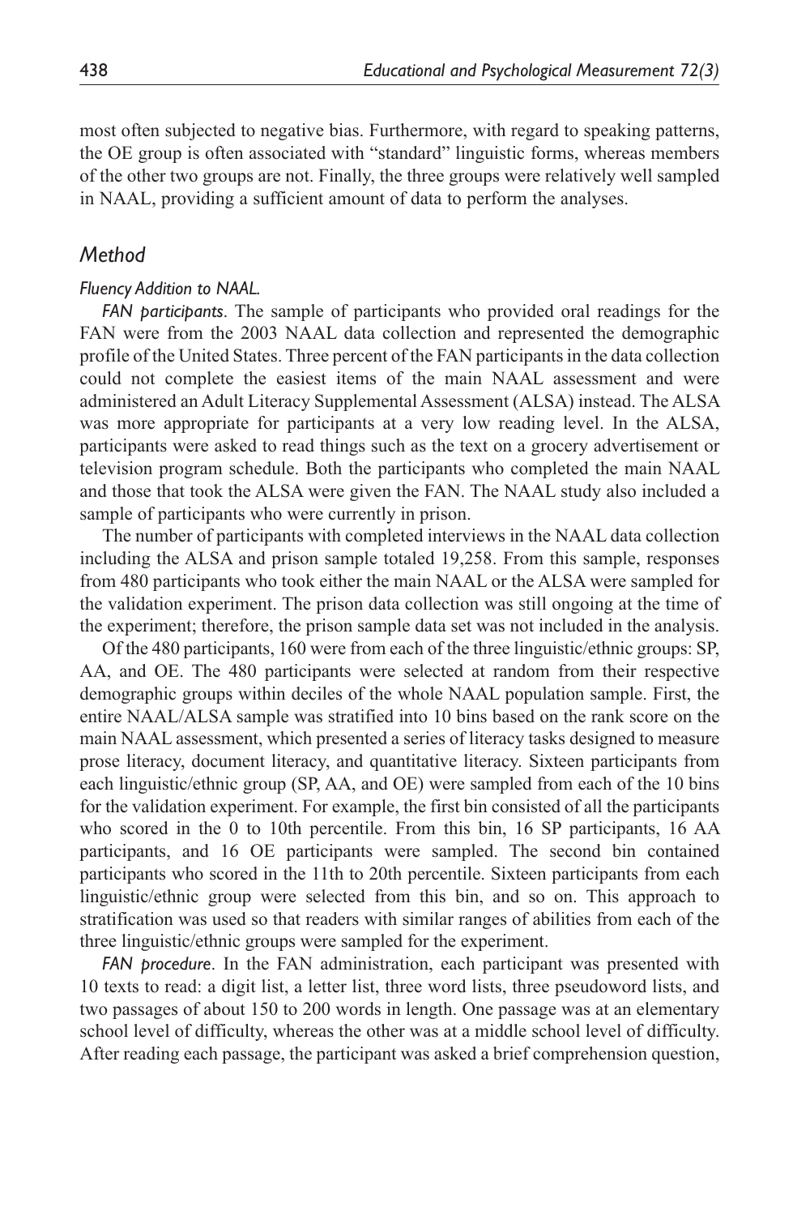most often subjected to negative bias. Furthermore, with regard to speaking patterns, the OE group is often associated with "standard" linguistic forms, whereas members of the other two groups are not. Finally, the three groups were relatively well sampled in NAAL, providing a sufficient amount of data to perform the analyses.

## *Method*

### *Fluency Addition to NAAL.*

*FAN participants*. The sample of participants who provided oral readings for the FAN were from the 2003 NAAL data collection and represented the demographic profile of the United States. Three percent of the FAN participants in the data collection could not complete the easiest items of the main NAAL assessment and were administered an Adult Literacy Supplemental Assessment (ALSA) instead. The ALSA was more appropriate for participants at a very low reading level. In the ALSA, participants were asked to read things such as the text on a grocery advertisement or television program schedule. Both the participants who completed the main NAAL and those that took the ALSA were given the FAN. The NAAL study also included a sample of participants who were currently in prison.

The number of participants with completed interviews in the NAAL data collection including the ALSA and prison sample totaled 19,258. From this sample, responses from 480 participants who took either the main NAAL or the ALSA were sampled for the validation experiment. The prison data collection was still ongoing at the time of the experiment; therefore, the prison sample data set was not included in the analysis.

Of the 480 participants, 160 were from each of the three linguistic/ethnic groups: SP, AA, and OE. The 480 participants were selected at random from their respective demographic groups within deciles of the whole NAAL population sample. First, the entire NAAL/ALSA sample was stratified into 10 bins based on the rank score on the main NAAL assessment, which presented a series of literacy tasks designed to measure prose literacy, document literacy, and quantitative literacy. Sixteen participants from each linguistic/ethnic group (SP, AA, and OE) were sampled from each of the 10 bins for the validation experiment. For example, the first bin consisted of all the participants who scored in the 0 to 10th percentile. From this bin, 16 SP participants, 16 AA participants, and 16 OE participants were sampled. The second bin contained participants who scored in the 11th to 20th percentile. Sixteen participants from each linguistic/ethnic group were selected from this bin, and so on. This approach to stratification was used so that readers with similar ranges of abilities from each of the three linguistic/ethnic groups were sampled for the experiment.

*FAN procedure*. In the FAN administration, each participant was presented with 10 texts to read: a digit list, a letter list, three word lists, three pseudoword lists, and two passages of about 150 to 200 words in length. One passage was at an elementary school level of difficulty, whereas the other was at a middle school level of difficulty. After reading each passage, the participant was asked a brief comprehension question,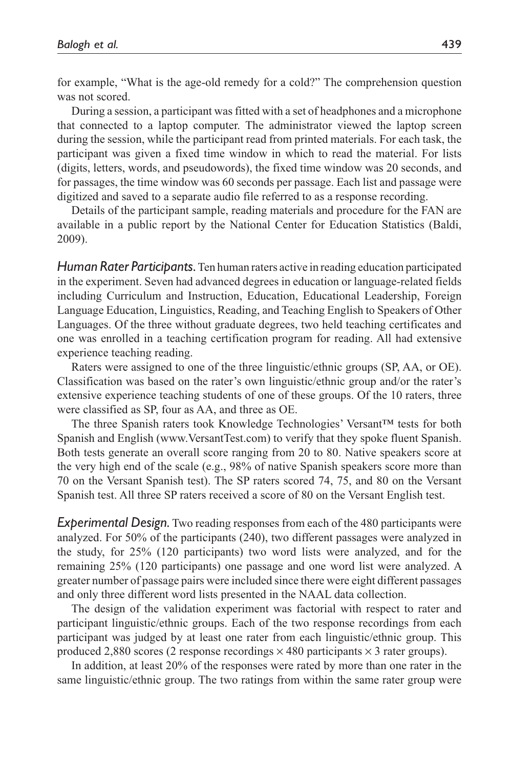for example, "What is the age-old remedy for a cold?" The comprehension question was not scored.

During a session, a participant was fitted with a set of headphones and a microphone that connected to a laptop computer. The administrator viewed the laptop screen during the session, while the participant read from printed materials. For each task, the participant was given a fixed time window in which to read the material. For lists (digits, letters, words, and pseudowords), the fixed time window was 20 seconds, and for passages, the time window was 60 seconds per passage. Each list and passage were digitized and saved to a separate audio file referred to as a response recording.

Details of the participant sample, reading materials and procedure for the FAN are available in a public report by the National Center for Education Statistics (Baldi, 2009).

*Human Rater Participants.* Ten human raters active in reading education participated in the experiment. Seven had advanced degrees in education or language-related fields including Curriculum and Instruction, Education, Educational Leadership, Foreign Language Education, Linguistics, Reading, and Teaching English to Speakers of Other Languages. Of the three without graduate degrees, two held teaching certificates and one was enrolled in a teaching certification program for reading. All had extensive experience teaching reading.

Raters were assigned to one of the three linguistic/ethnic groups (SP, AA, or OE). Classification was based on the rater's own linguistic/ethnic group and/or the rater's extensive experience teaching students of one of these groups. Of the 10 raters, three were classified as SP, four as AA, and three as OE.

The three Spanish raters took Knowledge Technologies' Versant™ tests for both Spanish and English (www.VersantTest.com) to verify that they spoke fluent Spanish. Both tests generate an overall score ranging from 20 to 80. Native speakers score at the very high end of the scale (e.g., 98% of native Spanish speakers score more than 70 on the Versant Spanish test). The SP raters scored 74, 75, and 80 on the Versant Spanish test. All three SP raters received a score of 80 on the Versant English test.

*Experimental Design.* Two reading responses from each of the 480 participants were analyzed. For 50% of the participants (240), two different passages were analyzed in the study, for 25% (120 participants) two word lists were analyzed, and for the remaining 25% (120 participants) one passage and one word list were analyzed. A greater number of passage pairs were included since there were eight different passages and only three different word lists presented in the NAAL data collection.

The design of the validation experiment was factorial with respect to rater and participant linguistic/ethnic groups. Each of the two response recordings from each participant was judged by at least one rater from each linguistic/ethnic group. This produced 2,880 scores (2 response recordings $\times$ 480 participants $\times$ 3 rater groups).

In addition, at least 20% of the responses were rated by more than one rater in the same linguistic/ethnic group. The two ratings from within the same rater group were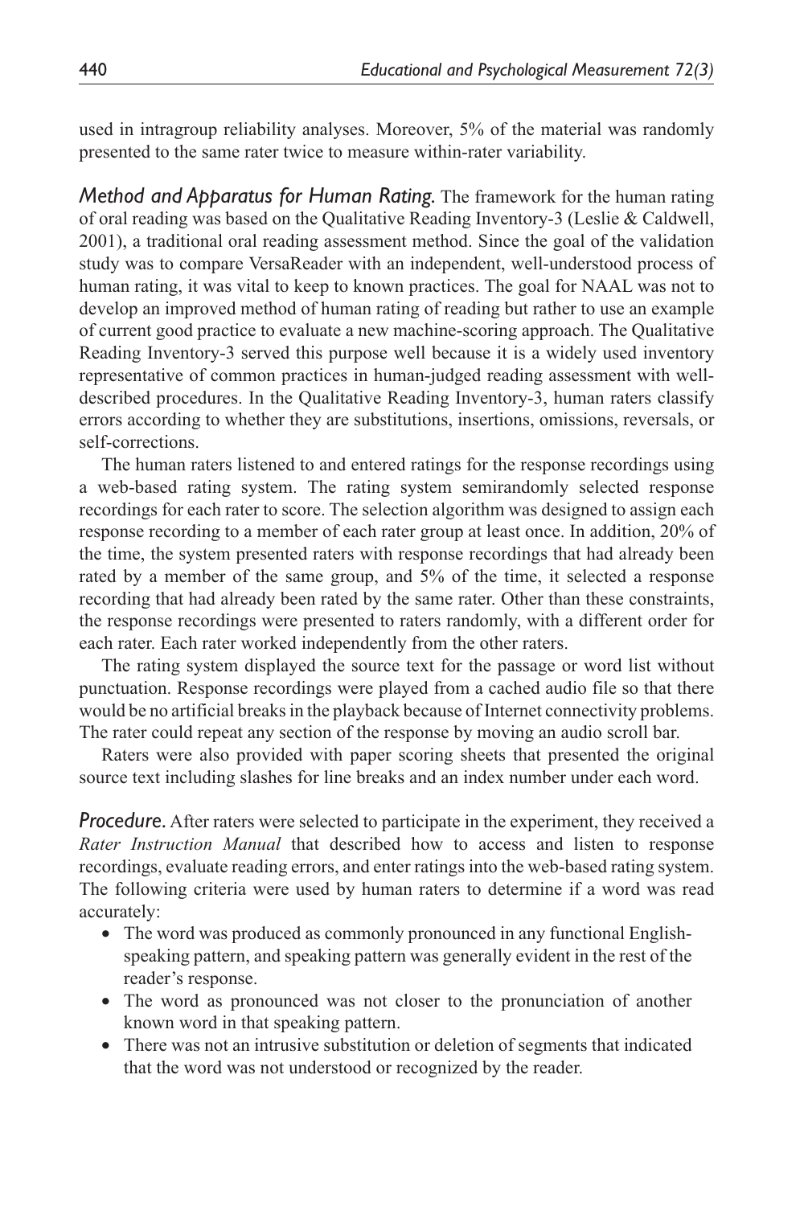used in intragroup reliability analyses. Moreover, 5% of the material was randomly presented to the same rater twice to measure within-rater variability.

***Method and Apparatus for Human Rating.*** The framework for the human rating of oral reading was based on the Qualitative Reading Inventory-3 (Leslie & Caldwell, 2001), a traditional oral reading assessment method. Since the goal of the validation study was to compare VersaReader with an independent, well-understood process of human rating, it was vital to keep to known practices. The goal for NAAL was not to develop an improved method of human rating of reading but rather to use an example of current good practice to evaluate a new machine-scoring approach. The Qualitative Reading Inventory-3 served this purpose well because it is a widely used inventory representative of common practices in human-judged reading assessment with well-described procedures. In the Qualitative Reading Inventory-3, human raters classify errors according to whether they are substitutions, insertions, omissions, reversals, or self-corrections.

The human raters listened to and entered ratings for the response recordings using a web-based rating system. The rating system semirandomly selected response recordings for each rater to score. The selection algorithm was designed to assign each response recording to a member of each rater group at least once. In addition, 20% of the time, the system presented raters with response recordings that had already been rated by a member of the same group, and 5% of the time, it selected a response recording that had already been rated by the same rater. Other than these constraints, the response recordings were presented to raters randomly, with a different order for each rater. Each rater worked independently from the other raters.

The rating system displayed the source text for the passage or word list without punctuation. Response recordings were played from a cached audio file so that there would be no artificial breaks in the playback because of Internet connectivity problems. The rater could repeat any section of the response by moving an audio scroll bar.

Raters were also provided with paper scoring sheets that presented the original source text including slashes for line breaks and an index number under each word.

***Procedure.*** After raters were selected to participate in the experiment, they received a *Rater Instruction Manual* that described how to access and listen to response recordings, evaluate reading errors, and enter ratings into the web-based rating system. The following criteria were used by human raters to determine if a word was read accurately:

- The word was produced as commonly pronounced in any functional English-speaking pattern, and speaking pattern was generally evident in the rest of the reader's response.
- The word as pronounced was not closer to the pronunciation of another known word in that speaking pattern.
- There was not an intrusive substitution or deletion of segments that indicated that the word was not understood or recognized by the reader.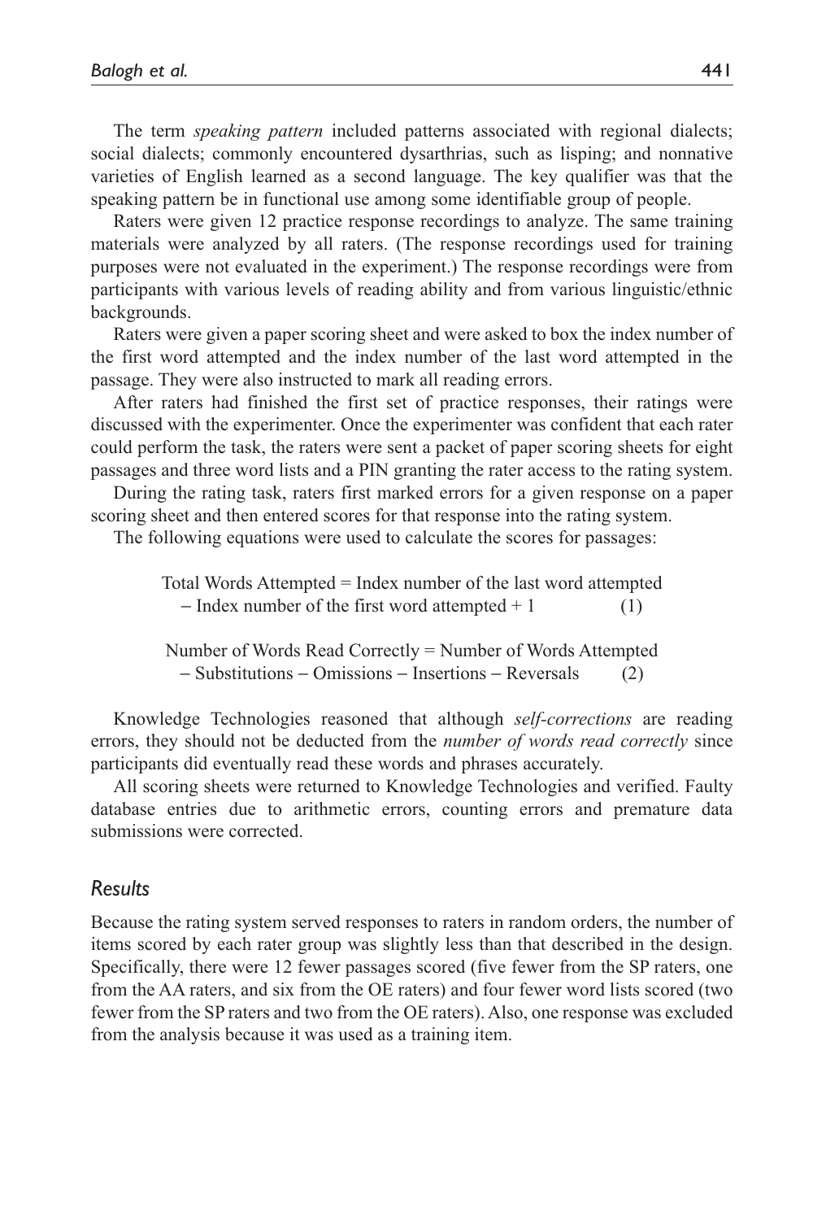The term *speaking pattern* included patterns associated with regional dialects; social dialects; commonly encountered dysarthrias, such as lisping; and nonnative varieties of English learned as a second language. The key qualifier was that the speaking pattern be in functional use among some identifiable group of people.

Raters were given 12 practice response recordings to analyze. The same training materials were analyzed by all raters. (The response recordings used for training purposes were not evaluated in the experiment.) The response recordings were from participants with various levels of reading ability and from various linguistic/ethnic backgrounds.

Raters were given a paper scoring sheet and were asked to box the index number of the first word attempted and the index number of the last word attempted in the passage. They were also instructed to mark all reading errors.

After raters had finished the first set of practice responses, their ratings were discussed with the experimenter. Once the experimenter was confident that each rater could perform the task, the raters were sent a packet of paper scoring sheets for eight passages and three word lists and a PIN granting the rater access to the rating system.

During the rating task, raters first marked errors for a given response on a paper scoring sheet and then entered scores for that response into the rating system.

The following equations were used to calculate the scores for passages:

$$\text{Total Words Attempted} = \text{Index number of the last word attempted} - \text{Index number of the first word attempted} + 1 \quad (1)$$

$$\text{Number of Words Read Correctly} = \text{Number of Words Attempted} - \text{Substitutions} - \text{Omissions} - \text{Insertions} - \text{Reversals} \quad (2)$$

Knowledge Technologies reasoned that although *self-corrections* are reading errors, they should not be deducted from the *number of words read correctly* since participants did eventually read these words and phrases accurately.

All scoring sheets were returned to Knowledge Technologies and verified. Faulty database entries due to arithmetic errors, counting errors and premature data submissions were corrected.

## *Results*

Because the rating system served responses to raters in random orders, the number of items scored by each rater group was slightly less than that described in the design. Specifically, there were 12 fewer passages scored (five fewer from the SP raters, one from the AA raters, and six from the OE raters) and four fewer word lists scored (two fewer from the SP raters and two from the OE raters). Also, one response was excluded from the analysis because it was used as a training item.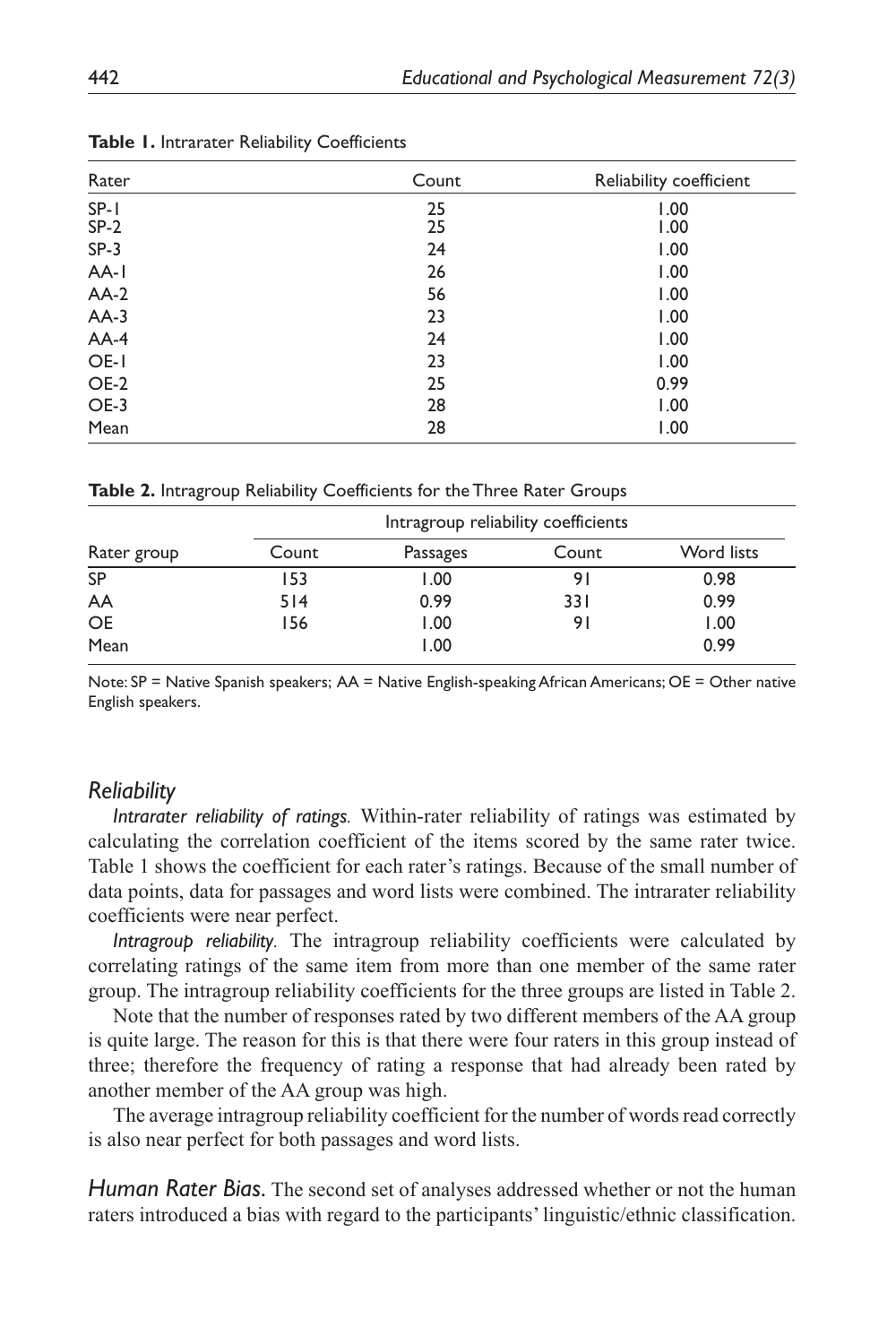**Table 1.** Intrarater Reliability Coefficients

| Rater | Count | Reliability coefficient |
|---|---|---|
| SP-1 | 25 | 1.00 |
| SP-2 | 25 | 1.00 |
| SP-3 | 24 | 1.00 |
| AA-1 | 26 | 1.00 |
| AA-2 | 56 | 1.00 |
| AA-3 | 23 | 1.00 |
| AA-4 | 24 | 1.00 |
| OE-1 | 23 | 1.00 |
| OE-2 | 25 | 0.99 |
| OE-3 | 28 | 1.00 |
| Mean | 28 | 1.00 |

**Table 2.** Intragroup Reliability Coefficients for the Three Rater Groups

| | Intragroup reliability coefficients | | | |
|---|---|---|---|---|
| Rater group | Count | Passages | Count | Word lists |
| SP | 153 | 1.00 | 91 | 0.98 |
| AA | 514 | 0.99 | 331 | 0.99 |
| OE | 156 | 1.00 | 91 | 1.00 |
| Mean | | 1.00 | | 0.99 |

Note: SP = Native Spanish speakers; AA = Native English-speaking African Americans; OE = Other native English speakers.

### *Reliability*

***Intrarater reliability of ratings.*** Within-rater reliability of ratings was estimated by calculating the correlation coefficient of the items scored by the same rater twice. Table 1 shows the coefficient for each rater's ratings. Because of the small number of data points, data for passages and word lists were combined. The intrarater reliability coefficients were near perfect.

***Intragroup reliability.*** The intragroup reliability coefficients were calculated by correlating ratings of the same item from more than one member of the same rater group. The intragroup reliability coefficients for the three groups are listed in Table 2.

Note that the number of responses rated by two different members of the AA group is quite large. The reason for this is that there were four raters in this group instead of three; therefore the frequency of rating a response that had already been rated by another member of the AA group was high.

The average intragroup reliability coefficient for the number of words read correctly is also near perfect for both passages and word lists.

*Human Rater Bias.* The second set of analyses addressed whether or not the human raters introduced a bias with regard to the participants' linguistic/ethnic classification.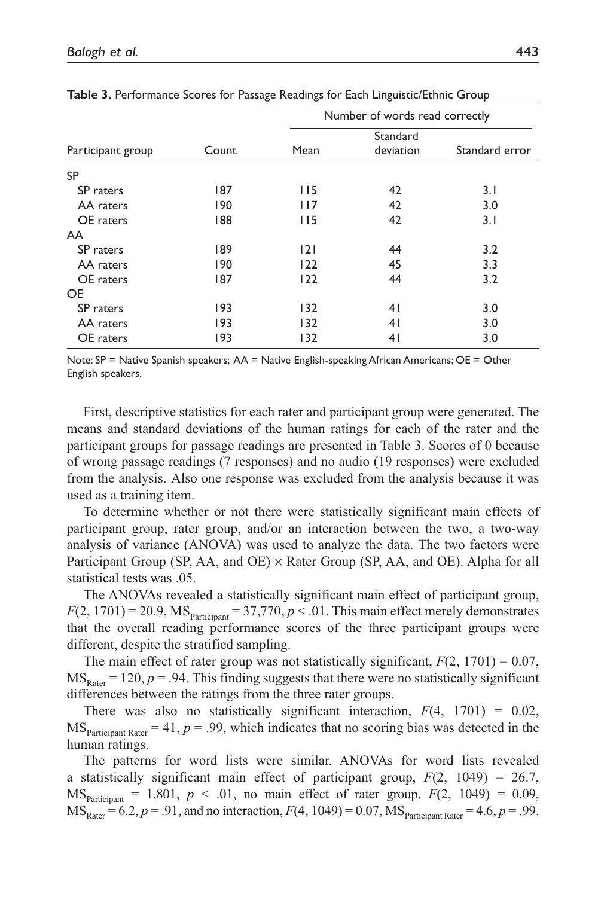**Table 3.** Performance Scores for Passage Readings for Each Linguistic/Ethnic Group

| | | Number of words read correctly | | |
|---|---|---|---|---|
| Participant group | Count | Mean | Standard deviation | Standard error |
| SP | | | | |
| SP raters | 187 | 115 | 42 | 3.1 |
| AA raters | 190 | 117 | 42 | 3.0 |
| OE raters | 188 | 115 | 42 | 3.1 |
| AA | | | | |
| SP raters | 189 | 121 | 44 | 3.2 |
| AA raters | 190 | 122 | 45 | 3.3 |
| OE raters | 187 | 122 | 44 | 3.2 |
| OE | | | | |
| SP raters | 193 | 132 | 41 | 3.0 |
| AA raters | 193 | 132 | 41 | 3.0 |
| OE raters | 193 | 132 | 41 | 3.0 |

Note: SP = Native Spanish speakers; AA = Native English-speaking African Americans; OE = Other English speakers.

First, descriptive statistics for each rater and participant group were generated. The means and standard deviations of the human ratings for each of the rater and the participant groups for passage readings are presented in Table 3. Scores of 0 because of wrong passage readings (7 responses) and no audio (19 responses) were excluded from the analysis. Also one response was excluded from the analysis because it was used as a training item.

To determine whether or not there were statistically significant main effects of participant group, rater group, and/or an interaction between the two, a two-way analysis of variance (ANOVA) was used to analyze the data. The two factors were Participant Group (SP, AA, and OE) × Rater Group (SP, AA, and OE). Alpha for all statistical tests was .05.

The ANOVAs revealed a statistically significant main effect of participant group, $F(2, 1701) = 20.9$, $MS_{Participant} = 37{,}770$, $p < .01$. This main effect merely demonstrates that the overall reading performance scores of the three participant groups were different, despite the stratified sampling.

The main effect of rater group was not statistically significant, $F(2, 1701) = 0.07$, $MS_{Rater} = 120$, $p = .94$. This finding suggests that there were no statistically significant differences between the ratings from the three rater groups.

There was also no statistically significant interaction, $F(4, 1701) = 0.02$, $MS_{Participant\ Rater} = 41$, $p = .99$, which indicates that no scoring bias was detected in the human ratings.

The patterns for word lists were similar. ANOVAs for word lists revealed a statistically significant main effect of participant group, $F(2, 1049) = 26.7$, $MS_{Participant} = 1{,}801$, $p < .01$, no main effect of rater group, $F(2, 1049) = 0.09$, $MS_{Rater} = 6.2$, $p = .91$, and no interaction, $F(4, 1049) = 0.07$, $MS_{Participant\ Rater} = 4.6$, $p = .99$.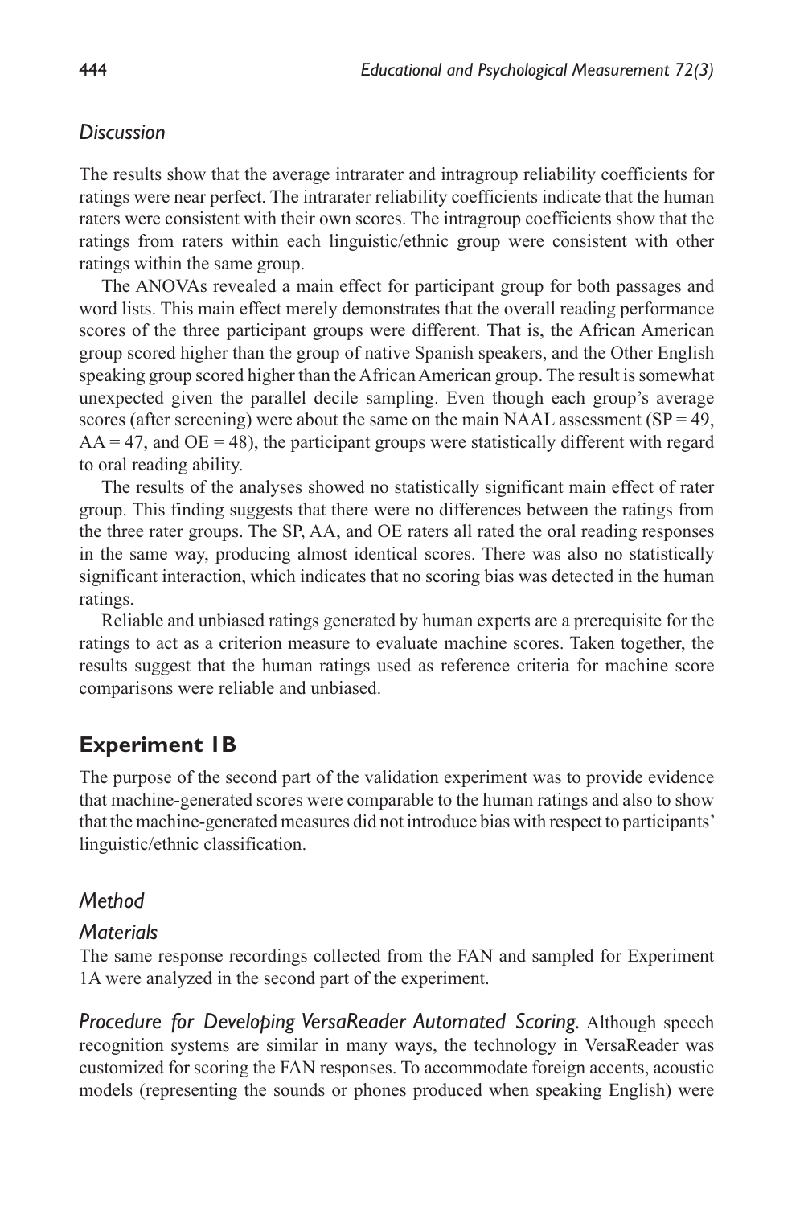### *Discussion*

The results show that the average intrarater and intragroup reliability coefficients for ratings were near perfect. The intrarater reliability coefficients indicate that the human raters were consistent with their own scores. The intragroup coefficients show that the ratings from raters within each linguistic/ethnic group were consistent with other ratings within the same group.

The ANOVAs revealed a main effect for participant group for both passages and word lists. This main effect merely demonstrates that the overall reading performance scores of the three participant groups were different. That is, the African American group scored higher than the group of native Spanish speakers, and the Other English speaking group scored higher than the African American group. The result is somewhat unexpected given the parallel decile sampling. Even though each group's average scores (after screening) were about the same on the main NAAL assessment (SP = 49, AA = 47, and OE = 48), the participant groups were statistically different with regard to oral reading ability.

The results of the analyses showed no statistically significant main effect of rater group. This finding suggests that there were no differences between the ratings from the three rater groups. The SP, AA, and OE raters all rated the oral reading responses in the same way, producing almost identical scores. There was also no statistically significant interaction, which indicates that no scoring bias was detected in the human ratings.

Reliable and unbiased ratings generated by human experts are a prerequisite for the ratings to act as a criterion measure to evaluate machine scores. Taken together, the results suggest that the human ratings used as reference criteria for machine score comparisons were reliable and unbiased.

## Experiment 1B

The purpose of the second part of the validation experiment was to provide evidence that machine-generated scores were comparable to the human ratings and also to show that the machine-generated measures did not introduce bias with respect to participants' linguistic/ethnic classification.

### *Method*

#### *Materials*

The same response recordings collected from the FAN and sampled for Experiment 1A were analyzed in the second part of the experiment.

***Procedure for Developing VersaReader Automated Scoring.*** Although speech recognition systems are similar in many ways, the technology in VersaReader was customized for scoring the FAN responses. To accommodate foreign accents, acoustic models (representing the sounds or phones produced when speaking English) were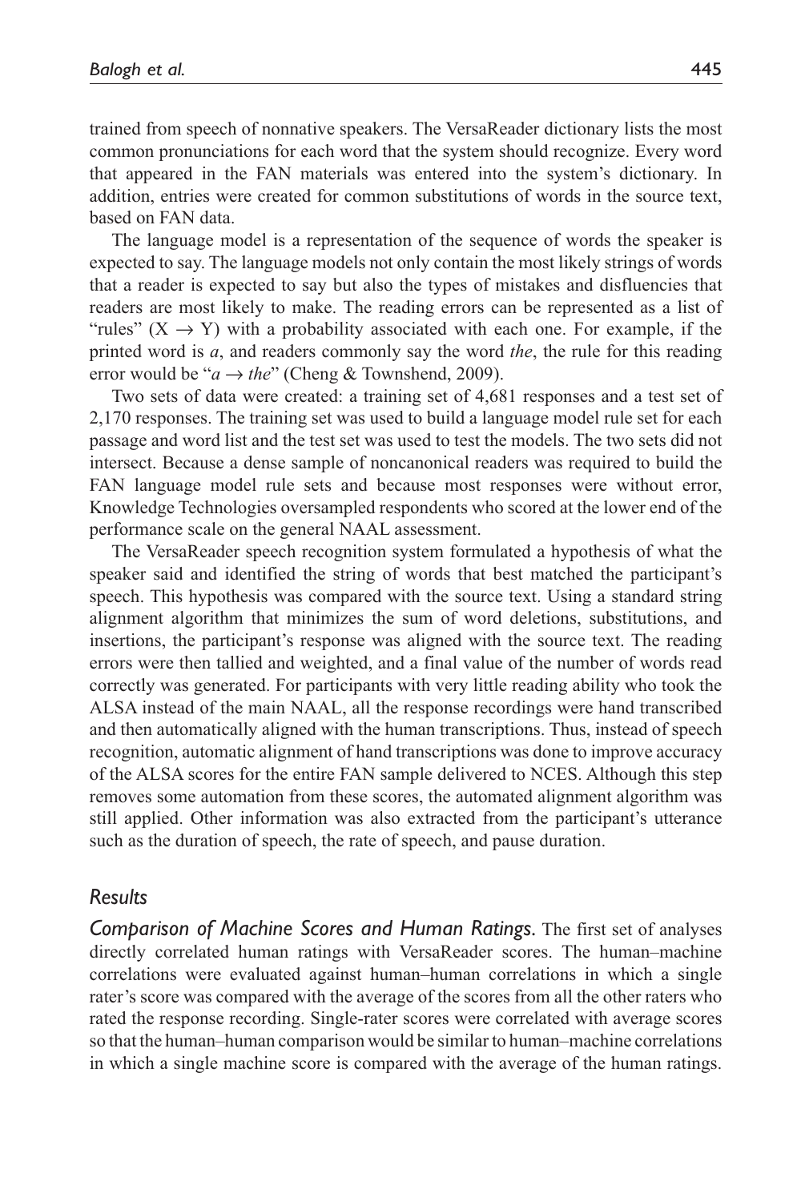trained from speech of nonnative speakers. The VersaReader dictionary lists the most common pronunciations for each word that the system should recognize. Every word that appeared in the FAN materials was entered into the system's dictionary. In addition, entries were created for common substitutions of words in the source text, based on FAN data.

The language model is a representation of the sequence of words the speaker is expected to say. The language models not only contain the most likely strings of words that a reader is expected to say but also the types of mistakes and disfluencies that readers are most likely to make. The reading errors can be represented as a list of "rules" ($X \rightarrow Y$) with a probability associated with each one. For example, if the printed word is *a*, and readers commonly say the word *the*, the rule for this reading error would be "*a* → *the*" (Cheng & Townshend, 2009).

Two sets of data were created: a training set of 4,681 responses and a test set of 2,170 responses. The training set was used to build a language model rule set for each passage and word list and the test set was used to test the models. The two sets did not intersect. Because a dense sample of noncanonical readers was required to build the FAN language model rule sets and because most responses were without error, Knowledge Technologies oversampled respondents who scored at the lower end of the performance scale on the general NAAL assessment.

The VersaReader speech recognition system formulated a hypothesis of what the speaker said and identified the string of words that best matched the participant's speech. This hypothesis was compared with the source text. Using a standard string alignment algorithm that minimizes the sum of word deletions, substitutions, and insertions, the participant's response was aligned with the source text. The reading errors were then tallied and weighted, and a final value of the number of words read correctly was generated. For participants with very little reading ability who took the ALSA instead of the main NAAL, all the response recordings were hand transcribed and then automatically aligned with the human transcriptions. Thus, instead of speech recognition, automatic alignment of hand transcriptions was done to improve accuracy of the ALSA scores for the entire FAN sample delivered to NCES. Although this step removes some automation from these scores, the automated alignment algorithm was still applied. Other information was also extracted from the participant's utterance such as the duration of speech, the rate of speech, and pause duration.

## *Results*

***Comparison of Machine Scores and Human Ratings.*** The first set of analyses directly correlated human ratings with VersaReader scores. The human–machine correlations were evaluated against human–human correlations in which a single rater's score was compared with the average of the scores from all the other raters who rated the response recording. Single-rater scores were correlated with average scores so that the human–human comparison would be similar to human–machine correlations in which a single machine score is compared with the average of the human ratings.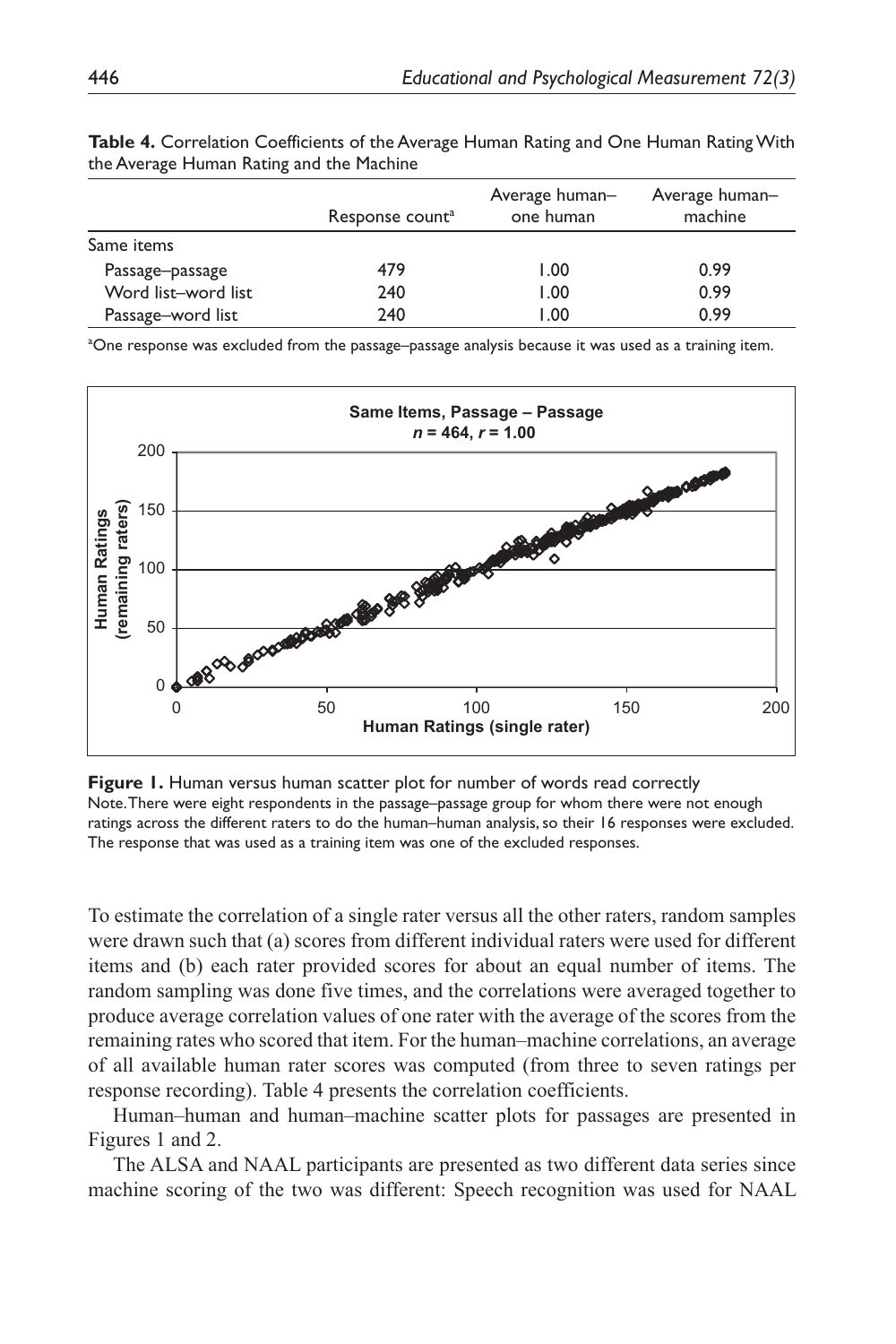**Table 4.** Correlation Coefficients of the Average Human Rating and One Human Rating With the Average Human Rating and the Machine

| | Response count[a] | Average human–one human | Average human–machine |
|---|---|---|---|
| Same items | | | |
| Passage–passage | 479 | 1.00 | 0.99 |
| Word list–word list | 240 | 1.00 | 0.99 |
| Passage–word list | 240 | 1.00 | 0.99 |

[a]One response was excluded from the passage–passage analysis because it was used as a training item.

**Figure 1.** Human versus human scatter plot for number of words read correctly

Note. There were eight respondents in the passage–passage group for whom there were not enough ratings across the different raters to do the human–human analysis, so their 16 responses were excluded. The response that was used as a training item was one of the excluded responses.

To estimate the correlation of a single rater versus all the other raters, random samples were drawn such that (a) scores from different individual raters were used for different items and (b) each rater provided scores for about an equal number of items. The random sampling was done five times, and the correlations were averaged together to produce average correlation values of one rater with the average of the scores from the remaining rates who scored that item. For the human–machine correlations, an average of all available human rater scores was computed (from three to seven ratings per response recording). Table 4 presents the correlation coefficients.

Human–human and human–machine scatter plots for passages are presented in Figures 1 and 2.

The ALSA and NAAL participants are presented as two different data series since machine scoring of the two was different: Speech recognition was used for NAAL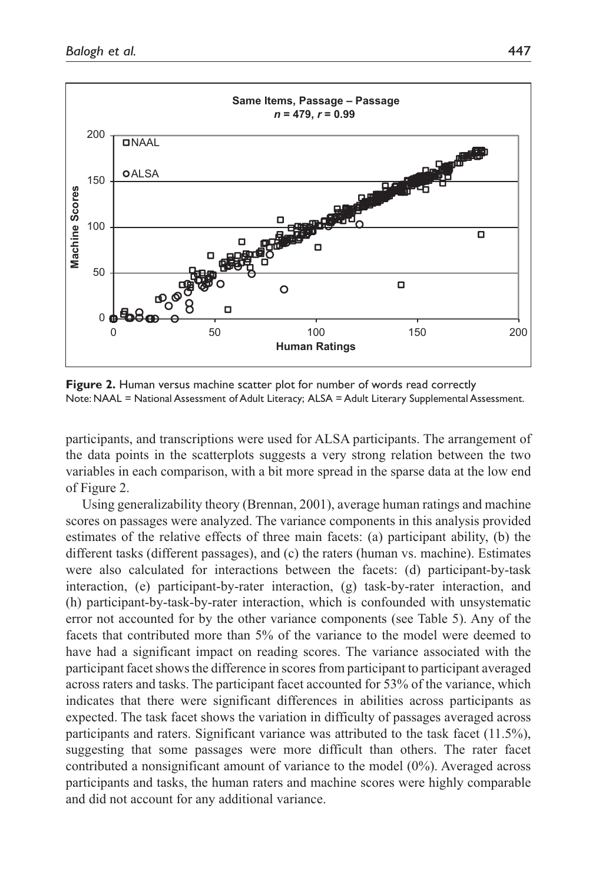Same Items, Passage – Passage

*n* = 479, *r* = 0.99

200

150

100

50

0

Machine Scores

NAAL

ALSA

0 50 100 150 200

Human Ratings

**Figure 2.** Human versus machine scatter plot for number of words read correctly
Note: NAAL = National Assessment of Adult Literacy; ALSA = Adult Literary Supplemental Assessment.

participants, and transcriptions were used for ALSA participants. The arrangement of the data points in the scatterplots suggests a very strong relation between the two variables in each comparison, with a bit more spread in the sparse data at the low end of Figure 2.

Using generalizability theory (Brennan, 2001), average human ratings and machine scores on passages were analyzed. The variance components in this analysis provided estimates of the relative effects of three main facets: (a) participant ability, (b) the different tasks (different passages), and (c) the raters (human vs. machine). Estimates were also calculated for interactions between the facets: (d) participant-by-task interaction, (e) participant-by-rater interaction, (g) task-by-rater interaction, and (h) participant-by-task-by-rater interaction, which is confounded with unsystematic error not accounted for by the other variance components (see Table 5). Any of the facets that contributed more than 5% of the variance to the model were deemed to have had a significant impact on reading scores. The variance associated with the participant facet shows the difference in scores from participant to participant averaged across raters and tasks. The participant facet accounted for 53% of the variance, which indicates that there were significant differences in abilities across participants as expected. The task facet shows the variation in difficulty of passages averaged across participants and raters. Significant variance was attributed to the task facet (11.5%), suggesting that some passages were more difficult than others. The rater facet contributed a nonsignificant amount of variance to the model (0%). Averaged across participants and tasks, the human raters and machine scores were highly comparable and did not account for any additional variance.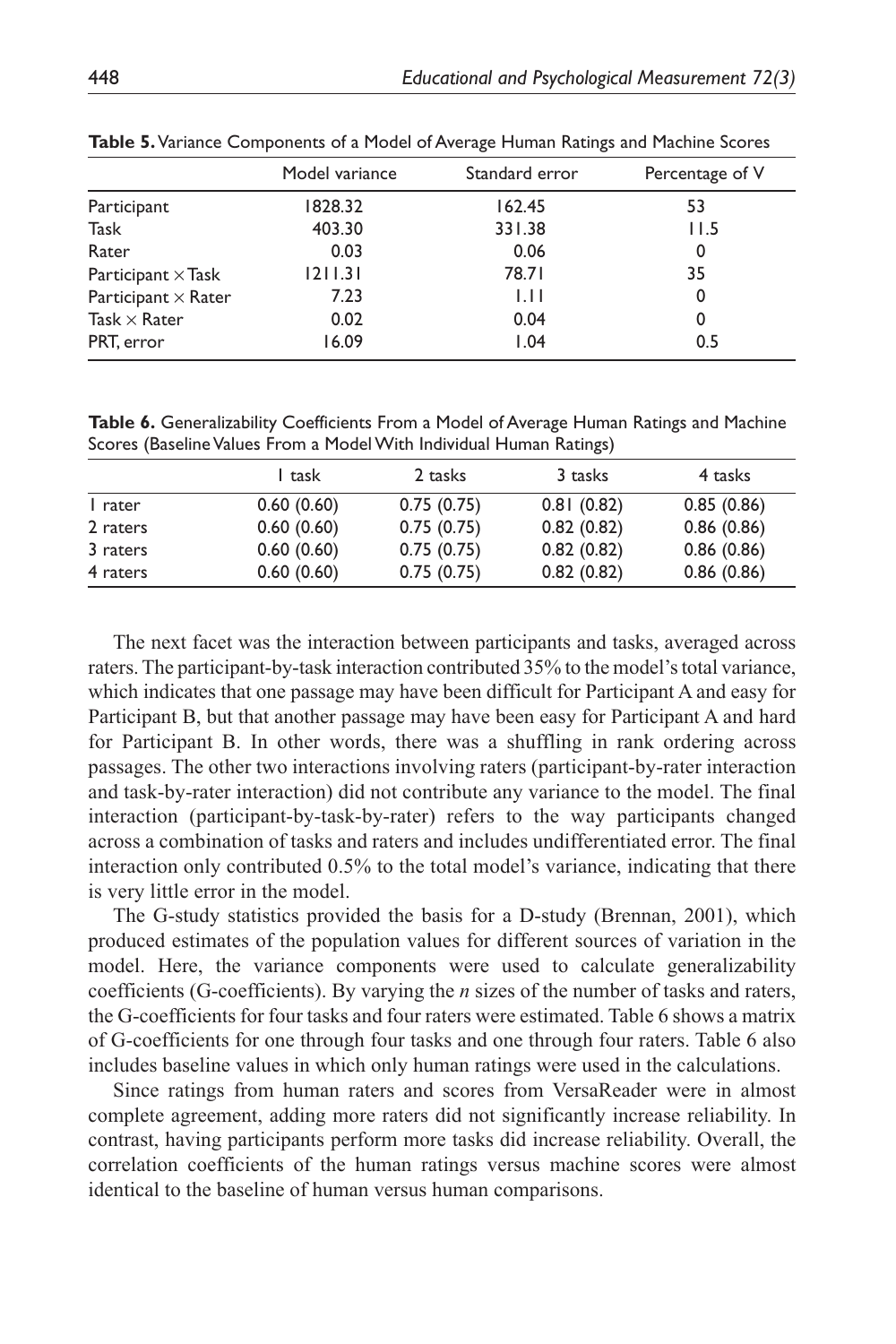**Table 5.** Variance Components of a Model of Average Human Ratings and Machine Scores

| | Model variance | Standard error | Percentage of V |
|---|---|---|---|
| Participant | 1828.32 | 162.45 | 53 |
| Task | 403.30 | 331.38 | 11.5 |
| Rater | 0.03 | 0.06 | 0 |
| Participant × Task | 1211.31 | 78.71 | 35 |
| Participant × Rater | 7.23 | 1.11 | 0 |
| Task × Rater | 0.02 | 0.04 | 0 |
| PRT, error | 16.09 | 1.04 | 0.5 |

**Table 6.** Generalizability Coefficients From a Model of Average Human Ratings and Machine Scores (Baseline Values From a Model With Individual Human Ratings)

| | 1 task | 2 tasks | 3 tasks | 4 tasks |
|---|---|---|---|---|
| 1 rater | 0.60 (0.60) | 0.75 (0.75) | 0.81 (0.82) | 0.85 (0.86) |
| 2 raters | 0.60 (0.60) | 0.75 (0.75) | 0.82 (0.82) | 0.86 (0.86) |
| 3 raters | 0.60 (0.60) | 0.75 (0.75) | 0.82 (0.82) | 0.86 (0.86) |
| 4 raters | 0.60 (0.60) | 0.75 (0.75) | 0.82 (0.82) | 0.86 (0.86) |

The next facet was the interaction between participants and tasks, averaged across raters. The participant-by-task interaction contributed 35% to the model's total variance, which indicates that one passage may have been difficult for Participant A and easy for Participant B, but that another passage may have been easy for Participant A and hard for Participant B. In other words, there was a shuffling in rank ordering across passages. The other two interactions involving raters (participant-by-rater interaction and task-by-rater interaction) did not contribute any variance to the model. The final interaction (participant-by-task-by-rater) refers to the way participants changed across a combination of tasks and raters and includes undifferentiated error. The final interaction only contributed 0.5% to the total model's variance, indicating that there is very little error in the model.

The G-study statistics provided the basis for a D-study (Brennan, 2001), which produced estimates of the population values for different sources of variation in the model. Here, the variance components were used to calculate generalizability coefficients (G-coefficients). By varying the *n* sizes of the number of tasks and raters, the G-coefficients for four tasks and four raters were estimated. Table 6 shows a matrix of G-coefficients for one through four tasks and one through four raters. Table 6 also includes baseline values in which only human ratings were used in the calculations.

Since ratings from human raters and scores from VersaReader were in almost complete agreement, adding more raters did not significantly increase reliability. In contrast, having participants perform more tasks did increase reliability. Overall, the correlation coefficients of the human ratings versus machine scores were almost identical to the baseline of human versus human comparisons.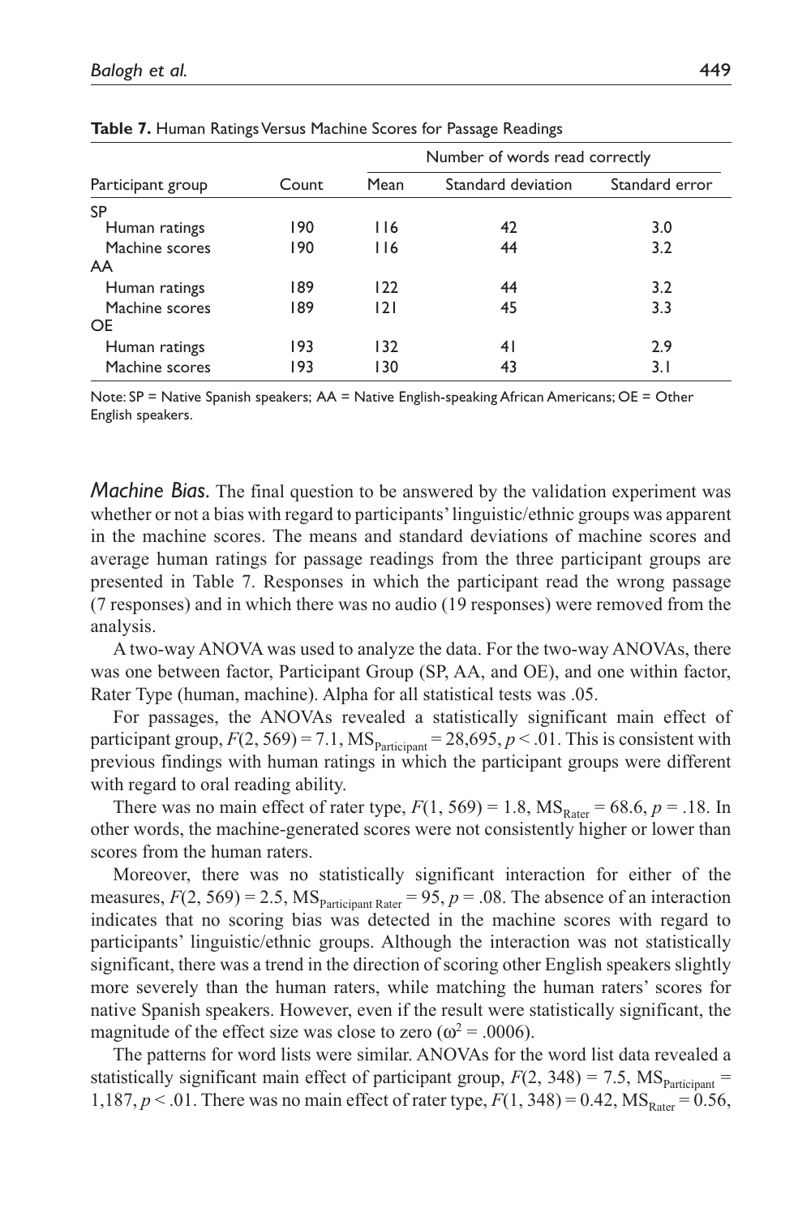**Table 7.** Human Ratings Versus Machine Scores for Passage Readings

| Participant group | Count | Number of words read correctly | | |
|---|---|---|---|---|
| | | Mean | Standard deviation | Standard error |
| SP | | | | |
| Human ratings | 190 | 116 | 42 | 3.0 |
| Machine scores | 190 | 116 | 44 | 3.2 |
| AA | | | | |
| Human ratings | 189 | 122 | 44 | 3.2 |
| Machine scores | 189 | 121 | 45 | 3.3 |
| OE | | | | |
| Human ratings | 193 | 132 | 41 | 2.9 |
| Machine scores | 193 | 130 | 43 | 3.1 |

Note: SP = Native Spanish speakers; AA = Native English-speaking African Americans; OE = Other English speakers.

*Machine Bias.* The final question to be answered by the validation experiment was whether or not a bias with regard to participants' linguistic/ethnic groups was apparent in the machine scores. The means and standard deviations of machine scores and average human ratings for passage readings from the three participant groups are presented in Table 7. Responses in which the participant read the wrong passage (7 responses) and in which there was no audio (19 responses) were removed from the analysis.

A two-way ANOVA was used to analyze the data. For the two-way ANOVAs, there was one between factor, Participant Group (SP, AA, and OE), and one within factor, Rater Type (human, machine). Alpha for all statistical tests was .05.

For passages, the ANOVAs revealed a statistically significant main effect of participant group, $F(2, 569) = 7.1$, $MS_{Participant} = 28{,}695$, $p < .01$. This is consistent with previous findings with human ratings in which the participant groups were different with regard to oral reading ability.

There was no main effect of rater type, $F(1, 569) = 1.8$, $MS_{Rater} = 68.6$, $p = .18$. In other words, the machine-generated scores were not consistently higher or lower than scores from the human raters.

Moreover, there was no statistically significant interaction for either of the measures, $F(2, 569) = 2.5$, $MS_{Participant\ Rater} = 95$, $p = .08$. The absence of an interaction indicates that no scoring bias was detected in the machine scores with regard to participants' linguistic/ethnic groups. Although the interaction was not statistically significant, there was a trend in the direction of scoring other English speakers slightly more severely than the human raters, while matching the human raters' scores for native Spanish speakers. However, even if the result were statistically significant, the magnitude of the effect size was close to zero ($\omega^2 = .0006$).

The patterns for word lists were similar. ANOVAs for the word list data revealed a statistically significant main effect of participant group, $F(2, 348) = 7.5$, $MS_{Participant} = 1{,}187$, $p < .01$. There was no main effect of rater type, $F(1, 348) = 0.42$, $MS_{Rater} = 0.56$,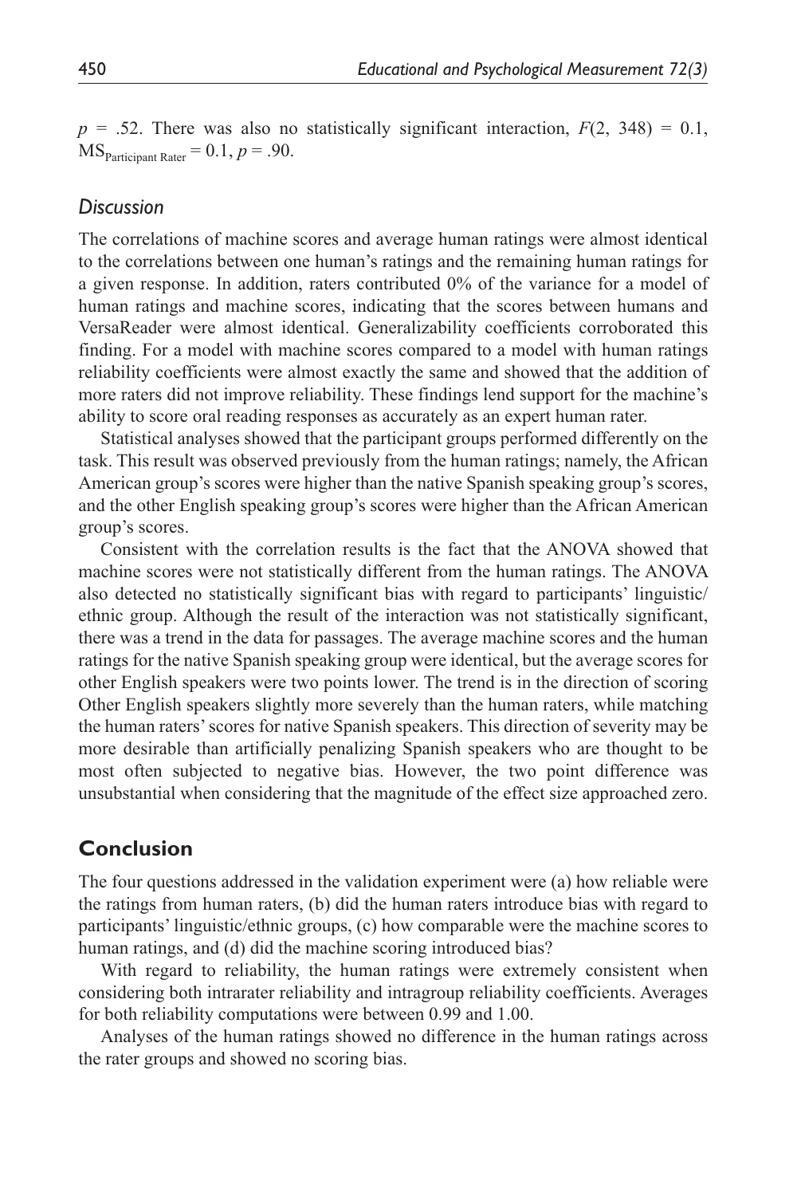$p$ = .52. There was also no statistically significant interaction, $F(2, 348) = 0.1$, $MS_{Participant\ Rater} = 0.1$, $p = .90$.

### *Discussion*

The correlations of machine scores and average human ratings were almost identical to the correlations between one human's ratings and the remaining human ratings for a given response. In addition, raters contributed 0% of the variance for a model of human ratings and machine scores, indicating that the scores between humans and VersaReader were almost identical. Generalizability coefficients corroborated this finding. For a model with machine scores compared to a model with human ratings reliability coefficients were almost exactly the same and showed that the addition of more raters did not improve reliability. These findings lend support for the machine's ability to score oral reading responses as accurately as an expert human rater.

Statistical analyses showed that the participant groups performed differently on the task. This result was observed previously from the human ratings; namely, the African American group's scores were higher than the native Spanish speaking group's scores, and the other English speaking group's scores were higher than the African American group's scores.

Consistent with the correlation results is the fact that the ANOVA showed that machine scores were not statistically different from the human ratings. The ANOVA also detected no statistically significant bias with regard to participants' linguistic/ethnic group. Although the result of the interaction was not statistically significant, there was a trend in the data for passages. The average machine scores and the human ratings for the native Spanish speaking group were identical, but the average scores for other English speakers were two points lower. The trend is in the direction of scoring Other English speakers slightly more severely than the human raters, while matching the human raters' scores for native Spanish speakers. This direction of severity may be more desirable than artificially penalizing Spanish speakers who are thought to be most often subjected to negative bias. However, the two point difference was unsubstantial when considering that the magnitude of the effect size approached zero.

## Conclusion

The four questions addressed in the validation experiment were (a) how reliable were the ratings from human raters, (b) did the human raters introduce bias with regard to participants' linguistic/ethnic groups, (c) how comparable were the machine scores to human ratings, and (d) did the machine scoring introduced bias?

With regard to reliability, the human ratings were extremely consistent when considering both intrarater reliability and intragroup reliability coefficients. Averages for both reliability computations were between 0.99 and 1.00.

Analyses of the human ratings showed no difference in the human ratings across the rater groups and showed no scoring bias.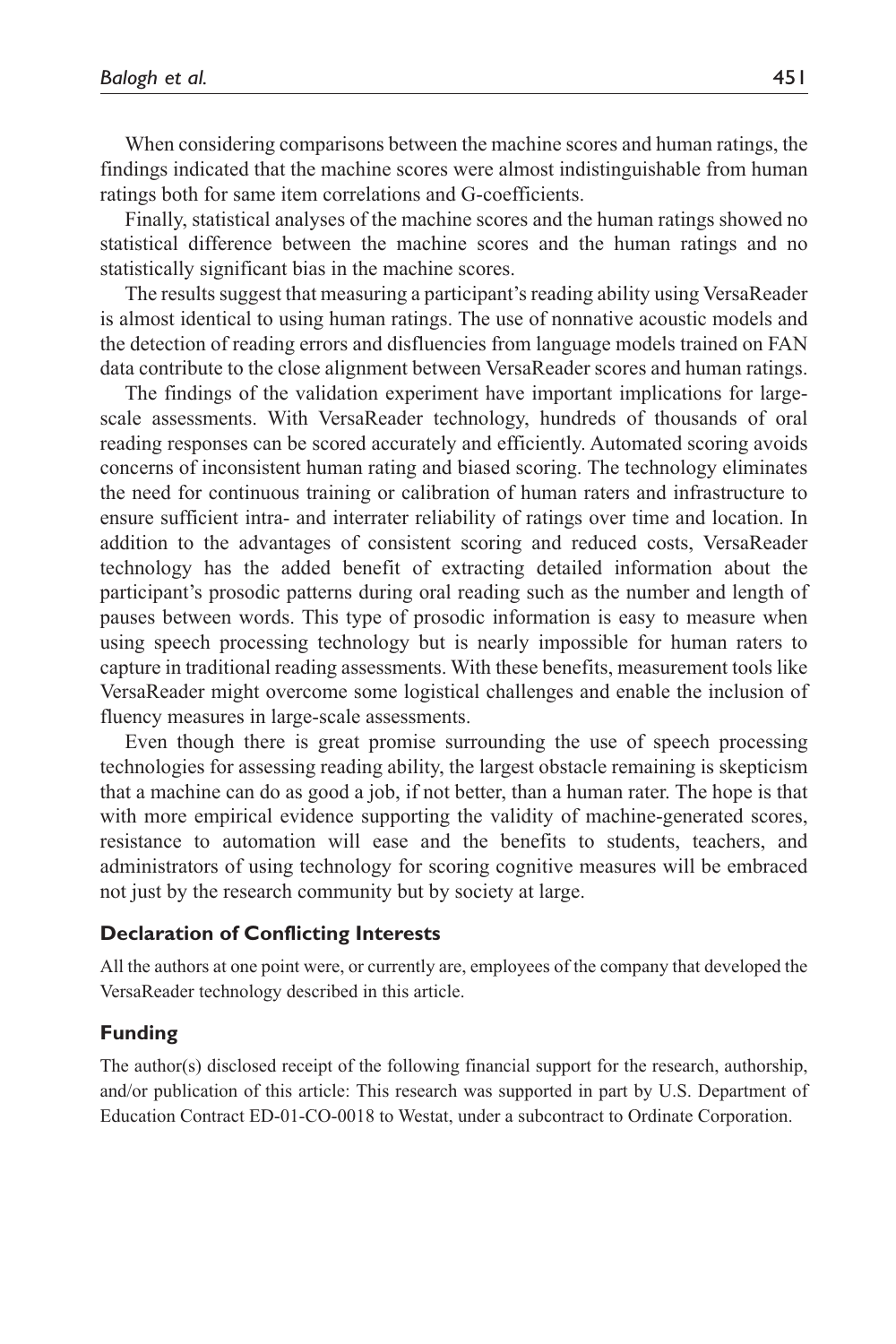When considering comparisons between the machine scores and human ratings, the findings indicated that the machine scores were almost indistinguishable from human ratings both for same item correlations and G-coefficients.

Finally, statistical analyses of the machine scores and the human ratings showed no statistical difference between the machine scores and the human ratings and no statistically significant bias in the machine scores.

The results suggest that measuring a participant's reading ability using VersaReader is almost identical to using human ratings. The use of nonnative acoustic models and the detection of reading errors and disfluencies from language models trained on FAN data contribute to the close alignment between VersaReader scores and human ratings.

The findings of the validation experiment have important implications for large-scale assessments. With VersaReader technology, hundreds of thousands of oral reading responses can be scored accurately and efficiently. Automated scoring avoids concerns of inconsistent human rating and biased scoring. The technology eliminates the need for continuous training or calibration of human raters and infrastructure to ensure sufficient intra- and interrater reliability of ratings over time and location. In addition to the advantages of consistent scoring and reduced costs, VersaReader technology has the added benefit of extracting detailed information about the participant's prosodic patterns during oral reading such as the number and length of pauses between words. This type of prosodic information is easy to measure when using speech processing technology but is nearly impossible for human raters to capture in traditional reading assessments. With these benefits, measurement tools like VersaReader might overcome some logistical challenges and enable the inclusion of fluency measures in large-scale assessments.

Even though there is great promise surrounding the use of speech processing technologies for assessing reading ability, the largest obstacle remaining is skepticism that a machine can do as good a job, if not better, than a human rater. The hope is that with more empirical evidence supporting the validity of machine-generated scores, resistance to automation will ease and the benefits to students, teachers, and administrators of using technology for scoring cognitive measures will be embraced not just by the research community but by society at large.

### Declaration of Conflicting Interests

All the authors at one point were, or currently are, employees of the company that developed the VersaReader technology described in this article.

### Funding

The author(s) disclosed receipt of the following financial support for the research, authorship, and/or publication of this article: This research was supported in part by U.S. Department of Education Contract ED-01-CO-0018 to Westat, under a subcontract to Ordinate Corporation.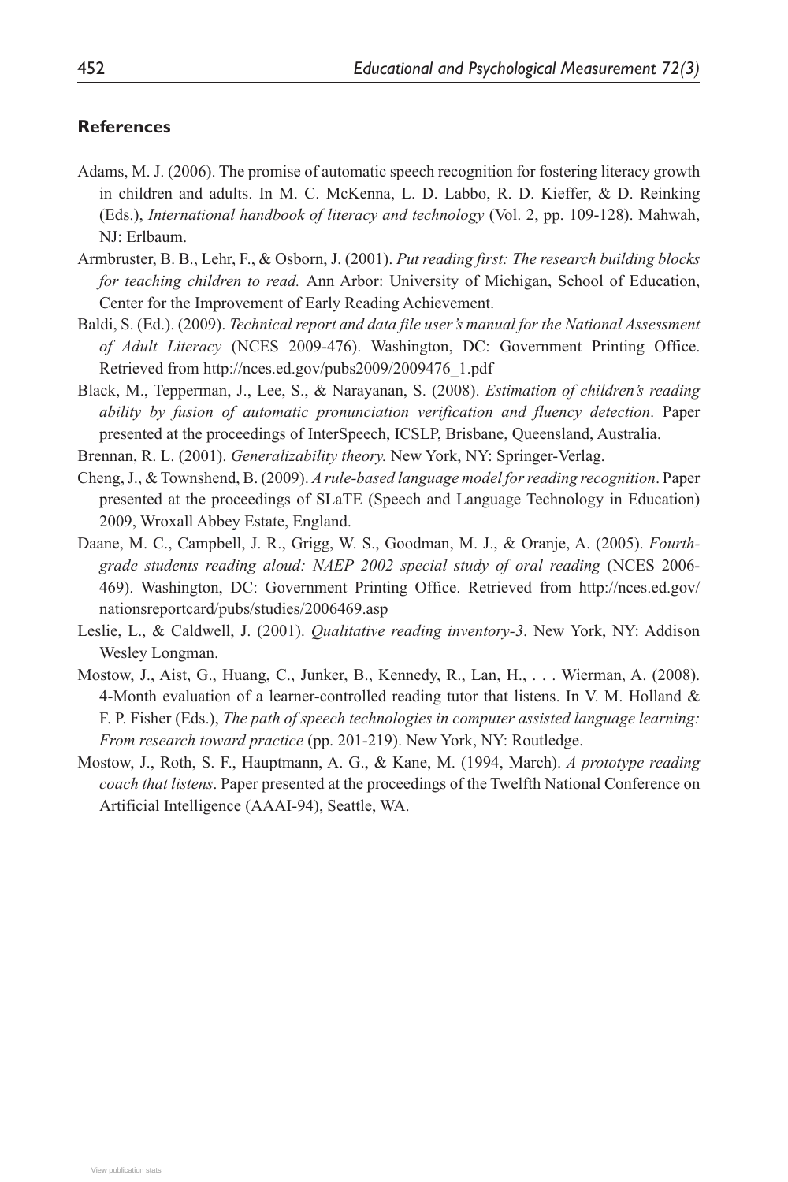## References

Adams, M. J. (2006). The promise of automatic speech recognition for fostering literacy growth in children and adults. In M. C. McKenna, L. D. Labbo, R. D. Kieffer, & D. Reinking (Eds.), *International handbook of literacy and technology* (Vol. 2, pp. 109-128). Mahwah, NJ: Erlbaum.

Armbruster, B. B., Lehr, F., & Osborn, J. (2001). *Put reading first: The research building blocks for teaching children to read.* Ann Arbor: University of Michigan, School of Education, Center for the Improvement of Early Reading Achievement.

Baldi, S. (Ed.). (2009). *Technical report and data file user's manual for the National Assessment of Adult Literacy* (NCES 2009-476). Washington, DC: Government Printing Office. Retrieved from http://nces.ed.gov/pubs2009/2009476_1.pdf

Black, M., Tepperman, J., Lee, S., & Narayanan, S. (2008). *Estimation of children's reading ability by fusion of automatic pronunciation verification and fluency detection*. Paper presented at the proceedings of InterSpeech, ICSLP, Brisbane, Queensland, Australia.

Brennan, R. L. (2001). *Generalizability theory.* New York, NY: Springer-Verlag.

Cheng, J., & Townshend, B. (2009). *A rule-based language model for reading recognition*. Paper presented at the proceedings of SLaTE (Speech and Language Technology in Education) 2009, Wroxall Abbey Estate, England.

Daane, M. C., Campbell, J. R., Grigg, W. S., Goodman, M. J., & Oranje, A. (2005). *Fourth-grade students reading aloud: NAEP 2002 special study of oral reading* (NCES 2006-469). Washington, DC: Government Printing Office. Retrieved from http://nces.ed.gov/nationsreportcard/pubs/studies/2006469.asp

Leslie, L., & Caldwell, J. (2001). *Qualitative reading inventory-3*. New York, NY: Addison Wesley Longman.

Mostow, J., Aist, G., Huang, C., Junker, B., Kennedy, R., Lan, H., . . . Wierman, A. (2008). 4-Month evaluation of a learner-controlled reading tutor that listens. In V. M. Holland & F. P. Fisher (Eds.), *The path of speech technologies in computer assisted language learning: From research toward practice* (pp. 201-219). New York, NY: Routledge.

Mostow, J., Roth, S. F., Hauptmann, A. G., & Kane, M. (1994, March). *A prototype reading coach that listens*. Paper presented at the proceedings of the Twelfth National Conference on Artificial Intelligence (AAAI-94), Seattle, WA.